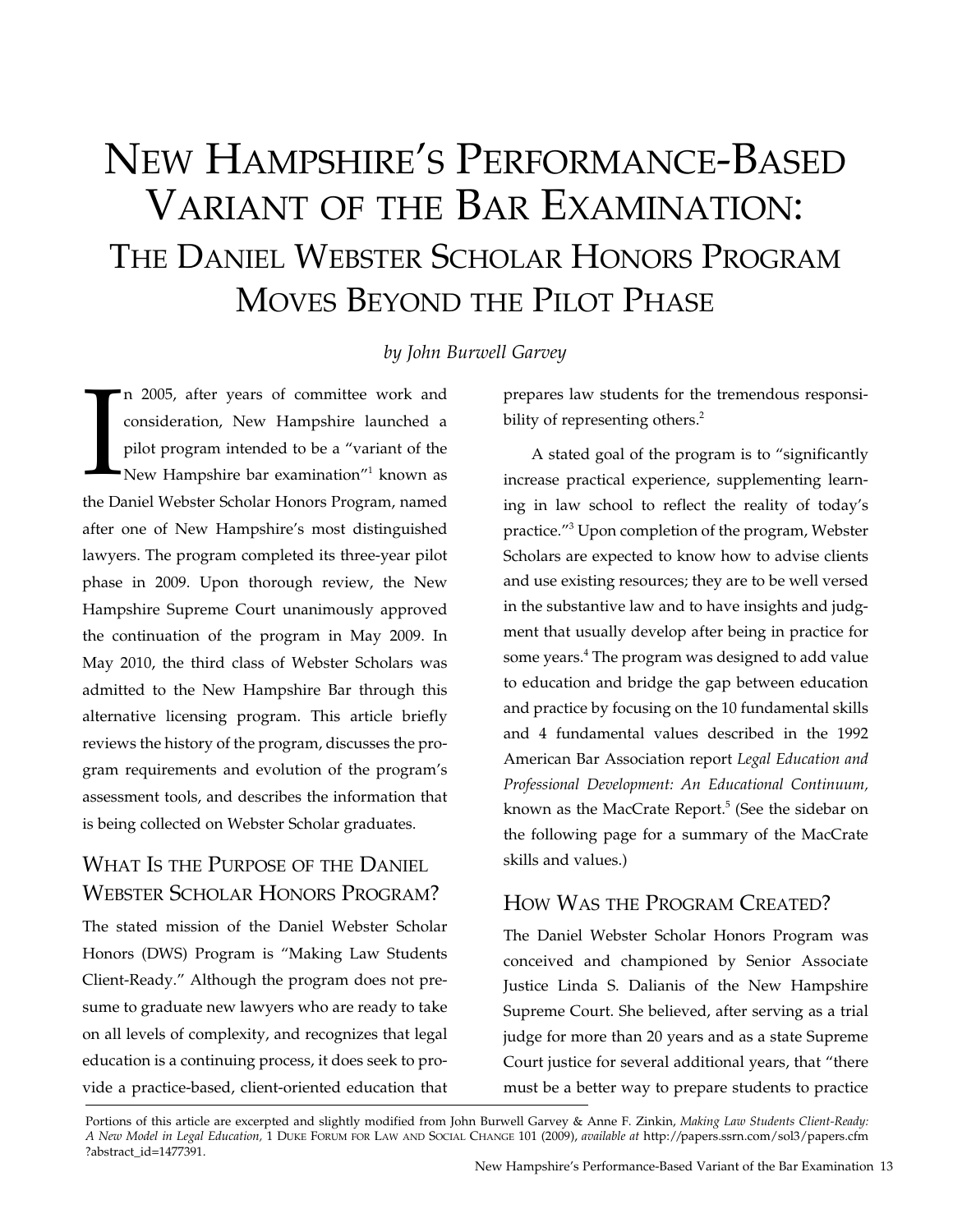# New Hampshire's Performance-Based Variant of the Bar Examination:

## The Daniel Webster Scholar Honors Program Moves Beyond the Pilot Phase

*by John Burwell Garvey*

In 2005, after years of committee work and consideration, New Hampshire launched a pilot program intended to be a "variant of the New Hampshire bar examination"[1] known as the Daniel Webster Scholar Honors Program, named after one of New Hampshire's most distinguished lawyers. The program completed its three-year pilot phase in 2009. Upon thorough review, the New Hampshire Supreme Court unanimously approved the continuation of the program in May 2009. In May 2010, the third class of Webster Scholars was admitted to the New Hampshire Bar through this alternative licensing program. This article briefly reviews the history of the program, discusses the program requirements and evolution of the program's assessment tools, and describes the information that is being collected on Webster Scholar graduates.

### What Is the Purpose of the Daniel Webster Scholar Honors Program?

The stated mission of the Daniel Webster Scholar Honors (DWS) Program is "Making Law Students Client-Ready." Although the program does not presume to graduate new lawyers who are ready to take on all levels of complexity, and recognizes that legal education is a continuing process, it does seek to provide a practice-based, client-oriented education that prepares law students for the tremendous responsibility of representing others.[2]

A stated goal of the program is to "significantly increase practical experience, supplementing learning in law school to reflect the reality of today's practice."[3] Upon completion of the program, Webster Scholars are expected to know how to advise clients and use existing resources; they are to be well versed in the substantive law and to have insights and judgment that usually develop after being in practice for some years.[4] The program was designed to add value to education and bridge the gap between education and practice by focusing on the 10 fundamental skills and 4 fundamental values described in the 1992 American Bar Association report *Legal Education and Professional Development: An Educational Continuum,* known as the MacCrate Report.[5] (See the sidebar on the following page for a summary of the MacCrate skills and values.)

### How Was the Program Created?

The Daniel Webster Scholar Honors Program was conceived and championed by Senior Associate Justice Linda S. Dalianis of the New Hampshire Supreme Court. She believed, after serving as a trial judge for more than 20 years and as a state Supreme Court justice for several additional years, that "there must be a better way to prepare students to practice

---

Portions of this article are excerpted and slightly modified from John Burwell Garvey & Anne F. Zinkin, *Making Law Students Client-Ready: A New Model in Legal Education,* 1 Duke Forum for Law and Social Change 101 (2009), *available at* http://papers.ssrn.com/sol3/papers.cfm?abstract_id=1477391.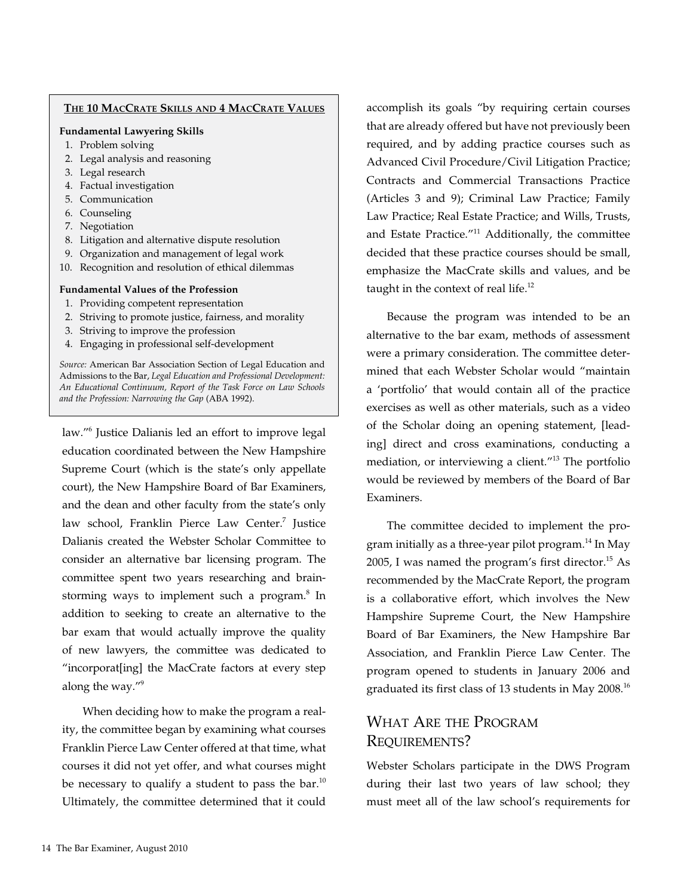**THE 10 MACCRATE SKILLS AND 4 MACCRATE VALUES**

**Fundamental Lawyering Skills**

1. Problem solving
2. Legal analysis and reasoning
3. Legal research
4. Factual investigation
5. Communication
6. Counseling
7. Negotiation
8. Litigation and alternative dispute resolution
9. Organization and management of legal work
10. Recognition and resolution of ethical dilemmas

**Fundamental Values of the Profession**

1. Providing competent representation
2. Striving to promote justice, fairness, and morality
3. Striving to improve the profession
4. Engaging in professional self-development

*Source:* American Bar Association Section of Legal Education and Admissions to the Bar, *Legal Education and Professional Development: An Educational Continuum, Report of the Task Force on Law Schools and the Profession: Narrowing the Gap* (ABA 1992).

law."[6] Justice Dalianis led an effort to improve legal education coordinated between the New Hampshire Supreme Court (which is the state's only appellate court), the New Hampshire Board of Bar Examiners, and the dean and other faculty from the state's only law school, Franklin Pierce Law Center.[7] Justice Dalianis created the Webster Scholar Committee to consider an alternative bar licensing program. The committee spent two years researching and brainstorming ways to implement such a program.[8] In addition to seeking to create an alternative to the bar exam that would actually improve the quality of new lawyers, the committee was dedicated to "incorporat[ing] the MacCrate factors at every step along the way."[9]

When deciding how to make the program a reality, the committee began by examining what courses Franklin Pierce Law Center offered at that time, what courses it did not yet offer, and what courses might be necessary to qualify a student to pass the bar.[10] Ultimately, the committee determined that it could accomplish its goals "by requiring certain courses that are already offered but have not previously been required, and by adding practice courses such as Advanced Civil Procedure/Civil Litigation Practice; Contracts and Commercial Transactions Practice (Articles 3 and 9); Criminal Law Practice; Family Law Practice; Real Estate Practice; and Wills, Trusts, and Estate Practice."[11] Additionally, the committee decided that these practice courses should be small, emphasize the MacCrate skills and values, and be taught in the context of real life.[12]

Because the program was intended to be an alternative to the bar exam, methods of assessment were a primary consideration. The committee determined that each Webster Scholar would "maintain a 'portfolio' that would contain all of the practice exercises as well as other materials, such as a video of the Scholar doing an opening statement, [leading] direct and cross examinations, conducting a mediation, or interviewing a client."[13] The portfolio would be reviewed by members of the Board of Bar Examiners.

The committee decided to implement the program initially as a three-year pilot program.[14] In May 2005, I was named the program's first director.[15] As recommended by the MacCrate Report, the program is a collaborative effort, which involves the New Hampshire Supreme Court, the New Hampshire Board of Bar Examiners, the New Hampshire Bar Association, and Franklin Pierce Law Center. The program opened to students in January 2006 and graduated its first class of 13 students in May 2008.[16]

## What Are the Program Requirements?

Webster Scholars participate in the DWS Program during their last two years of law school; they must meet all of the law school's requirements for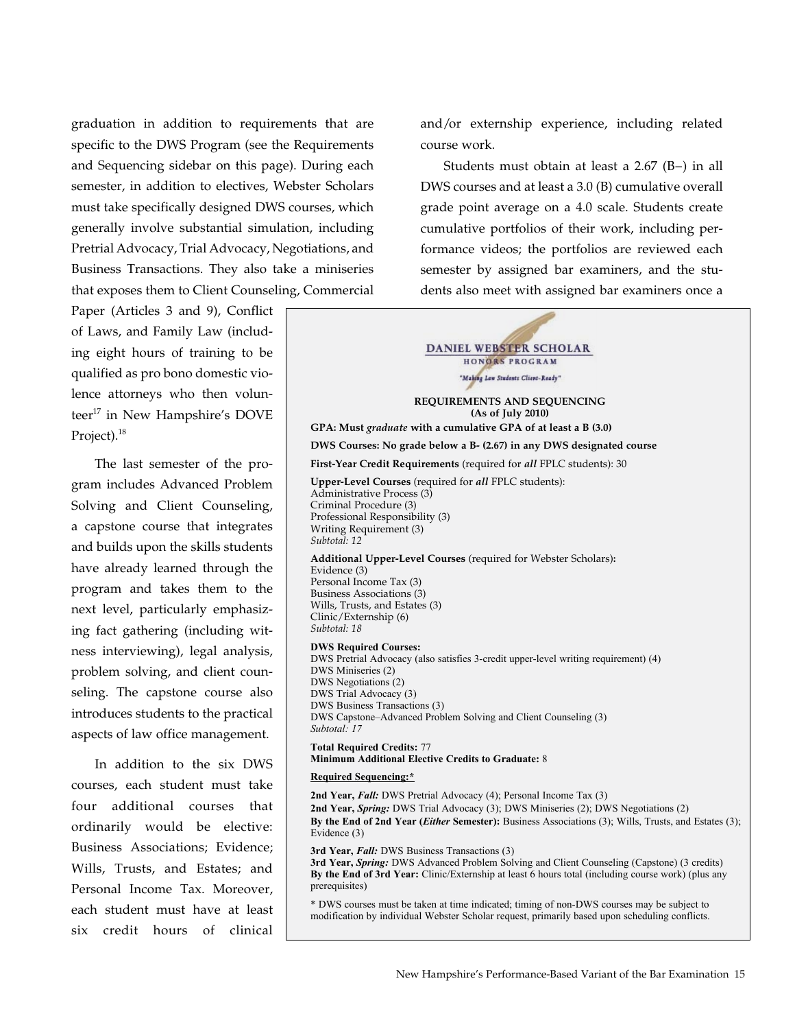graduation in addition to requirements that are specific to the DWS Program (see the Requirements and Sequencing sidebar on this page). During each semester, in addition to electives, Webster Scholars must take specifically designed DWS courses, which generally involve substantial simulation, including Pretrial Advocacy, Trial Advocacy, Negotiations, and Business Transactions. They also take a miniseries that exposes them to Client Counseling, Commercial Paper (Articles 3 and 9), Conflict of Laws, and Family Law (including eight hours of training to be qualified as pro bono domestic violence attorneys who then volunteer[17] in New Hampshire's DOVE Project).[18]

The last semester of the program includes Advanced Problem Solving and Client Counseling, a capstone course that integrates and builds upon the skills students have already learned through the program and takes them to the next level, particularly emphasizing fact gathering (including witness interviewing), legal analysis, problem solving, and client counseling. The capstone course also introduces students to the practical aspects of law office management.

In addition to the six DWS courses, each student must take four additional courses that ordinarily would be elective: Business Associations; Evidence; Wills, Trusts, and Estates; and Personal Income Tax. Moreover, each student must have at least six credit hours of clinical and/or externship experience, including related course work.

Students must obtain at least a 2.67 (B–) in all DWS courses and at least a 3.0 (B) cumulative overall grade point average on a 4.0 scale. Students create cumulative portfolios of their work, including performance videos; the portfolios are reviewed each semester by assigned bar examiners, and the students also meet with assigned bar examiners once a

---

**DANIEL WEBSTER SCHOLAR**
**HONORS PROGRAM**
*"Making Law Students Client-Ready"*

**REQUIREMENTS AND SEQUENCING**
**(As of July 2010)**

**GPA: Must *graduate* with a cumulative GPA of at least a B (3.0)**

**DWS Courses: No grade below a B- (2.67) in any DWS designated course**

**First-Year Credit Requirements** (required for ***all*** FPLC students): 30

**Upper-Level Courses** (required for ***all*** FPLC students):
Administrative Process (3)
Criminal Procedure (3)
Professional Responsibility (3)
Writing Requirement (3)
*Subtotal: 12*

**Additional Upper-Level Courses** (required for Webster Scholars)**:**
Evidence (3)
Personal Income Tax (3)
Business Associations (3)
Wills, Trusts, and Estates (3)
Clinic/Externship (6)
*Subtotal: 18*

**DWS Required Courses:**
DWS Pretrial Advocacy (also satisfies 3-credit upper-level writing requirement) (4)
DWS Miniseries (2)
DWS Negotiations (2)
DWS Trial Advocacy (3)
DWS Business Transactions (3)
DWS Capstone–Advanced Problem Solving and Client Counseling (3)
*Subtotal: 17*

**Total Required Credits:** 77
**Minimum Additional Elective Credits to Graduate:** 8

**Required Sequencing:***

**2nd Year, *Fall:*** DWS Pretrial Advocacy (4); Personal Income Tax (3)
**2nd Year, *Spring:*** DWS Trial Advocacy (3); DWS Miniseries (2); DWS Negotiations (2)
**By the End of 2nd Year (*Either* Semester):** Business Associations (3); Wills, Trusts, and Estates (3); Evidence (3)

**3rd Year, *Fall:*** DWS Business Transactions (3)
**3rd Year, *Spring:*** DWS Advanced Problem Solving and Client Counseling (Capstone) (3 credits)
**By the End of 3rd Year:** Clinic/Externship at least 6 hours total (including course work) (plus any prerequisites)

* DWS courses must be taken at time indicated; timing of non-DWS courses may be subject to modification by individual Webster Scholar request, primarily based upon scheduling conflicts.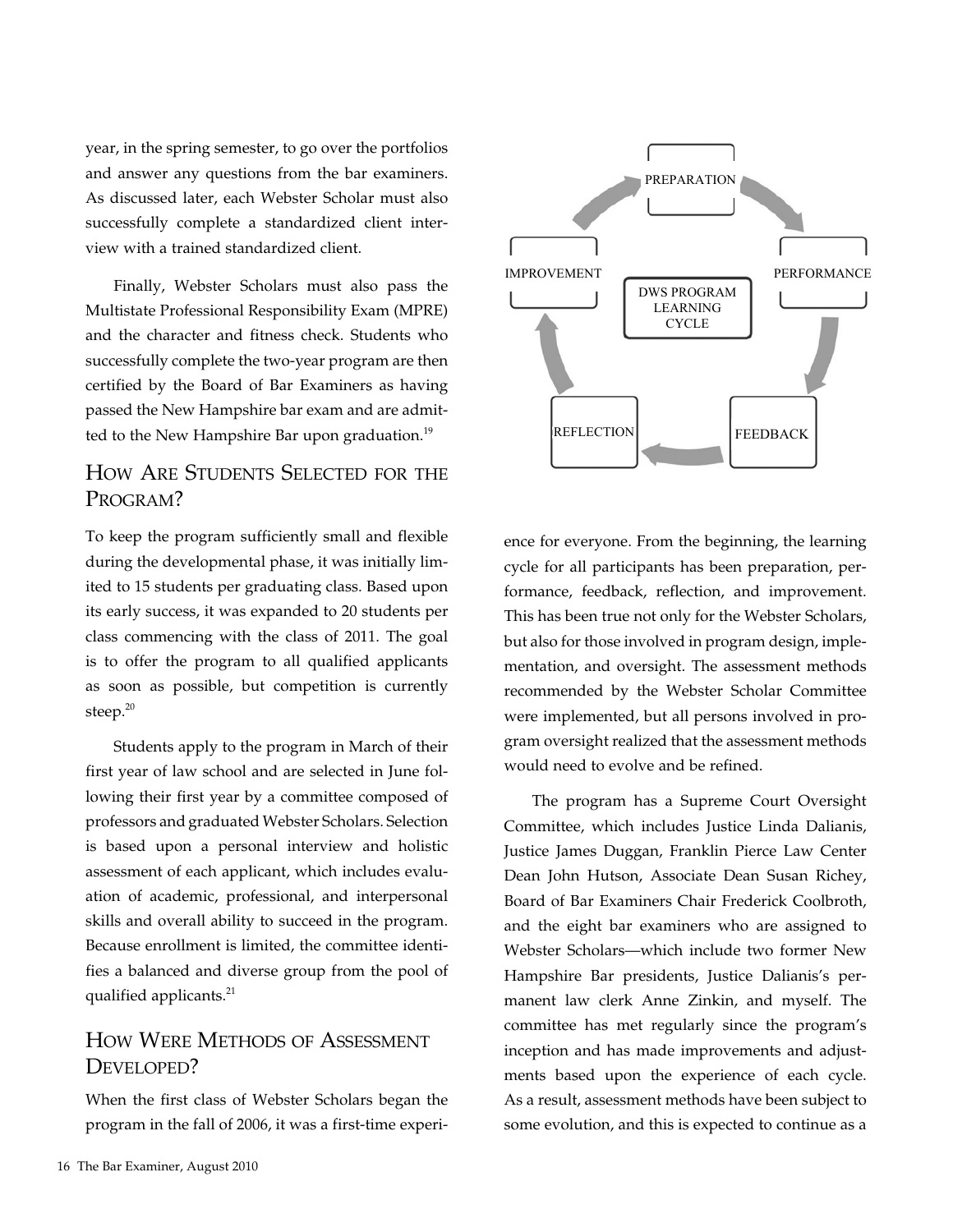year, in the spring semester, to go over the portfolios and answer any questions from the bar examiners. As discussed later, each Webster Scholar must also successfully complete a standardized client interview with a trained standardized client.

Finally, Webster Scholars must also pass the Multistate Professional Responsibility Exam (MPRE) and the character and fitness check. Students who successfully complete the two-year program are then certified by the Board of Bar Examiners as having passed the New Hampshire bar exam and are admitted to the New Hampshire Bar upon graduation.[19]

## How Are Students Selected for the Program?

To keep the program sufficiently small and flexible during the developmental phase, it was initially limited to 15 students per graduating class. Based upon its early success, it was expanded to 20 students per class commencing with the class of 2011. The goal is to offer the program to all qualified applicants as soon as possible, but competition is currently steep.[20]

Students apply to the program in March of their first year of law school and are selected in June following their first year by a committee composed of professors and graduated Webster Scholars. Selection is based upon a personal interview and holistic assessment of each applicant, which includes evaluation of academic, professional, and interpersonal skills and overall ability to succeed in the program. Because enrollment is limited, the committee identifies a balanced and diverse group from the pool of qualified applicants.[21]

## How Were Methods of Assessment Developed?

When the first class of Webster Scholars began the program in the fall of 2006, it was a first-time experience for everyone. From the beginning, the learning cycle for all participants has been preparation, performance, feedback, reflection, and improvement. This has been true not only for the Webster Scholars, but also for those involved in program design, implementation, and oversight. The assessment methods recommended by the Webster Scholar Committee were implemented, but all persons involved in program oversight realized that the assessment methods would need to evolve and be refined.

DWS PROGRAM LEARNING CYCLE: PREPARATION → PERFORMANCE → FEEDBACK → REFLECTION → IMPROVEMENT

The program has a Supreme Court Oversight Committee, which includes Justice Linda Dalianis, Justice James Duggan, Franklin Pierce Law Center Dean John Hutson, Associate Dean Susan Richey, Board of Bar Examiners Chair Frederick Coolbroth, and the eight bar examiners who are assigned to Webster Scholars—which include two former New Hampshire Bar presidents, Justice Dalianis's permanent law clerk Anne Zinkin, and myself. The committee has met regularly since the program's inception and has made improvements and adjustments based upon the experience of each cycle. As a result, assessment methods have been subject to some evolution, and this is expected to continue as a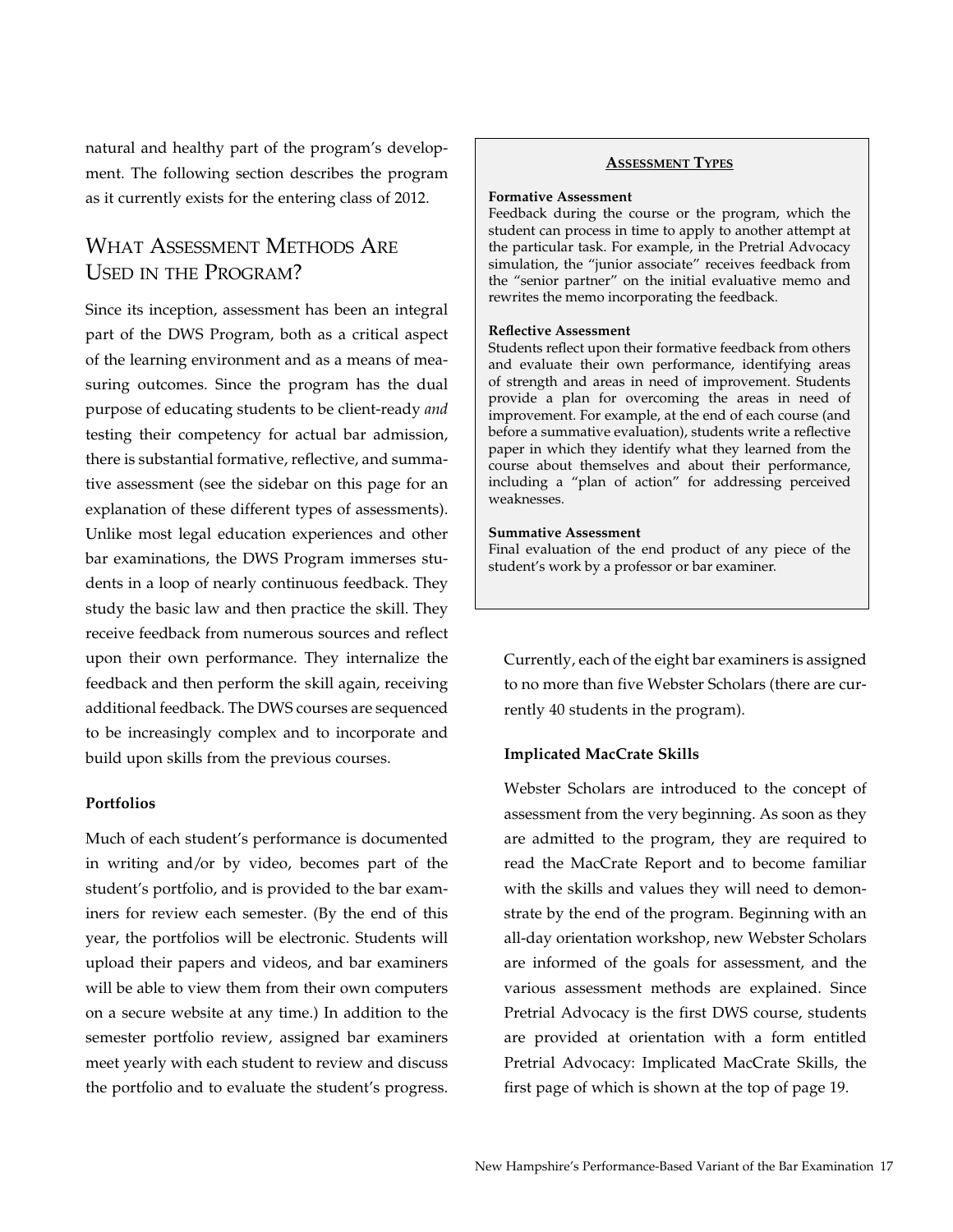natural and healthy part of the program's development. The following section describes the program as it currently exists for the entering class of 2012.

## What Assessment Methods Are Used in the Program?

Since its inception, assessment has been an integral part of the DWS Program, both as a critical aspect of the learning environment and as a means of measuring outcomes. Since the program has the dual purpose of educating students to be client-ready *and* testing their competency for actual bar admission, there is substantial formative, reflective, and summative assessment (see the sidebar on this page for an explanation of these different types of assessments). Unlike most legal education experiences and other bar examinations, the DWS Program immerses students in a loop of nearly continuous feedback. They study the basic law and then practice the skill. They receive feedback from numerous sources and reflect upon their own performance. They internalize the feedback and then perform the skill again, receiving additional feedback. The DWS courses are sequenced to be increasingly complex and to incorporate and build upon skills from the previous courses.

**Assessment Types**

**Formative Assessment**
Feedback during the course or the program, which the student can process in time to apply to another attempt at the particular task. For example, in the Pretrial Advocacy simulation, the "junior associate" receives feedback from the "senior partner" on the initial evaluative memo and rewrites the memo incorporating the feedback.

**Reflective Assessment**
Students reflect upon their formative feedback from others and evaluate their own performance, identifying areas of strength and areas in need of improvement. Students provide a plan for overcoming the areas in need of improvement. For example, at the end of each course (and before a summative evaluation), students write a reflective paper in which they identify what they learned from the course about themselves and about their performance, including a "plan of action" for addressing perceived weaknesses.

**Summative Assessment**
Final evaluation of the end product of any piece of the student's work by a professor or bar examiner.

### Portfolios

Much of each student's performance is documented in writing and/or by video, becomes part of the student's portfolio, and is provided to the bar examiners for review each semester. (By the end of this year, the portfolios will be electronic. Students will upload their papers and videos, and bar examiners will be able to view them from their own computers on a secure website at any time.) In addition to the semester portfolio review, assigned bar examiners meet yearly with each student to review and discuss the portfolio and to evaluate the student's progress. Currently, each of the eight bar examiners is assigned to no more than five Webster Scholars (there are currently 40 students in the program).

### Implicated MacCrate Skills

Webster Scholars are introduced to the concept of assessment from the very beginning. As soon as they are admitted to the program, they are required to read the MacCrate Report and to become familiar with the skills and values they will need to demonstrate by the end of the program. Beginning with an all-day orientation workshop, new Webster Scholars are informed of the goals for assessment, and the various assessment methods are explained. Since Pretrial Advocacy is the first DWS course, students are provided at orientation with a form entitled Pretrial Advocacy: Implicated MacCrate Skills, the first page of which is shown at the top of page 19.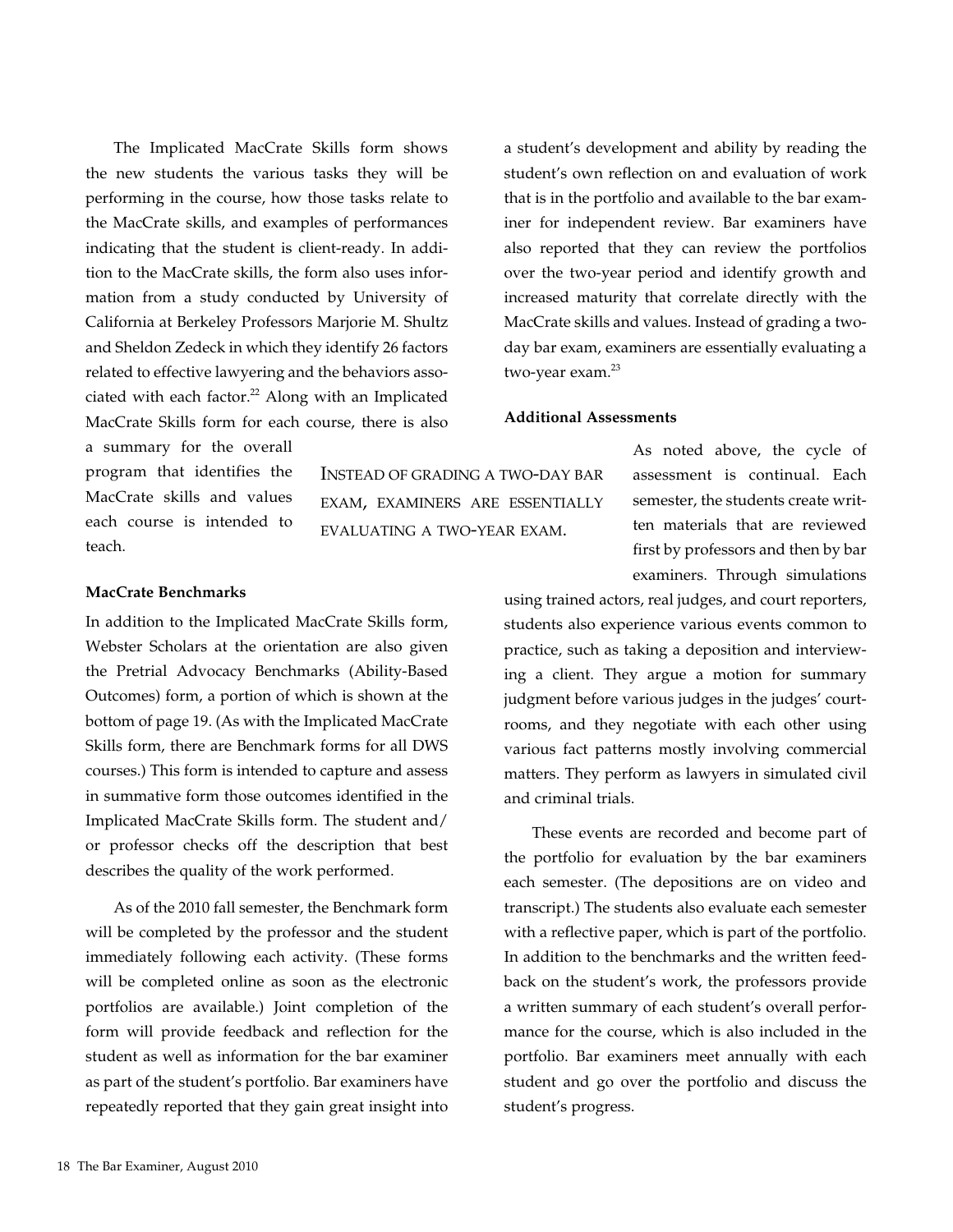The Implicated MacCrate Skills form shows the new students the various tasks they will be performing in the course, how those tasks relate to the MacCrate skills, and examples of performances indicating that the student is client-ready. In addition to the MacCrate skills, the form also uses information from a study conducted by University of California at Berkeley Professors Marjorie M. Shultz and Sheldon Zedeck in which they identify 26 factors related to effective lawyering and the behaviors associated with each factor.[22] Along with an Implicated MacCrate Skills form for each course, there is also a summary for the overall program that identifies the MacCrate skills and values each course is intended to teach.

> INSTEAD OF GRADING A TWO-DAY BAR EXAM, EXAMINERS ARE ESSENTIALLY EVALUATING A TWO-YEAR EXAM.

**MacCrate Benchmarks**

In addition to the Implicated MacCrate Skills form, Webster Scholars at the orientation are also given the Pretrial Advocacy Benchmarks (Ability-Based Outcomes) form, a portion of which is shown at the bottom of page 19. (As with the Implicated MacCrate Skills form, there are Benchmark forms for all DWS courses.) This form is intended to capture and assess in summative form those outcomes identified in the Implicated MacCrate Skills form. The student and/or professor checks off the description that best describes the quality of the work performed.

As of the 2010 fall semester, the Benchmark form will be completed by the professor and the student immediately following each activity. (These forms will be completed online as soon as the electronic portfolios are available.) Joint completion of the form will provide feedback and reflection for the student as well as information for the bar examiner as part of the student's portfolio. Bar examiners have repeatedly reported that they gain great insight into a student's development and ability by reading the student's own reflection on and evaluation of work that is in the portfolio and available to the bar examiner for independent review. Bar examiners have also reported that they can review the portfolios over the two-year period and identify growth and increased maturity that correlate directly with the MacCrate skills and values. Instead of grading a two-day bar exam, examiners are essentially evaluating a two-year exam.[23]

**Additional Assessments**

As noted above, the cycle of assessment is continual. Each semester, the students create written materials that are reviewed first by professors and then by bar examiners. Through simulations using trained actors, real judges, and court reporters, students also experience various events common to practice, such as taking a deposition and interviewing a client. They argue a motion for summary judgment before various judges in the judges' courtrooms, and they negotiate with each other using various fact patterns mostly involving commercial matters. They perform as lawyers in simulated civil and criminal trials.

These events are recorded and become part of the portfolio for evaluation by the bar examiners each semester. (The depositions are on video and transcript.) The students also evaluate each semester with a reflective paper, which is part of the portfolio. In addition to the benchmarks and the written feedback on the student's work, the professors provide a written summary of each student's overall performance for the course, which is also included in the portfolio. Bar examiners meet annually with each student and go over the portfolio and discuss the student's progress.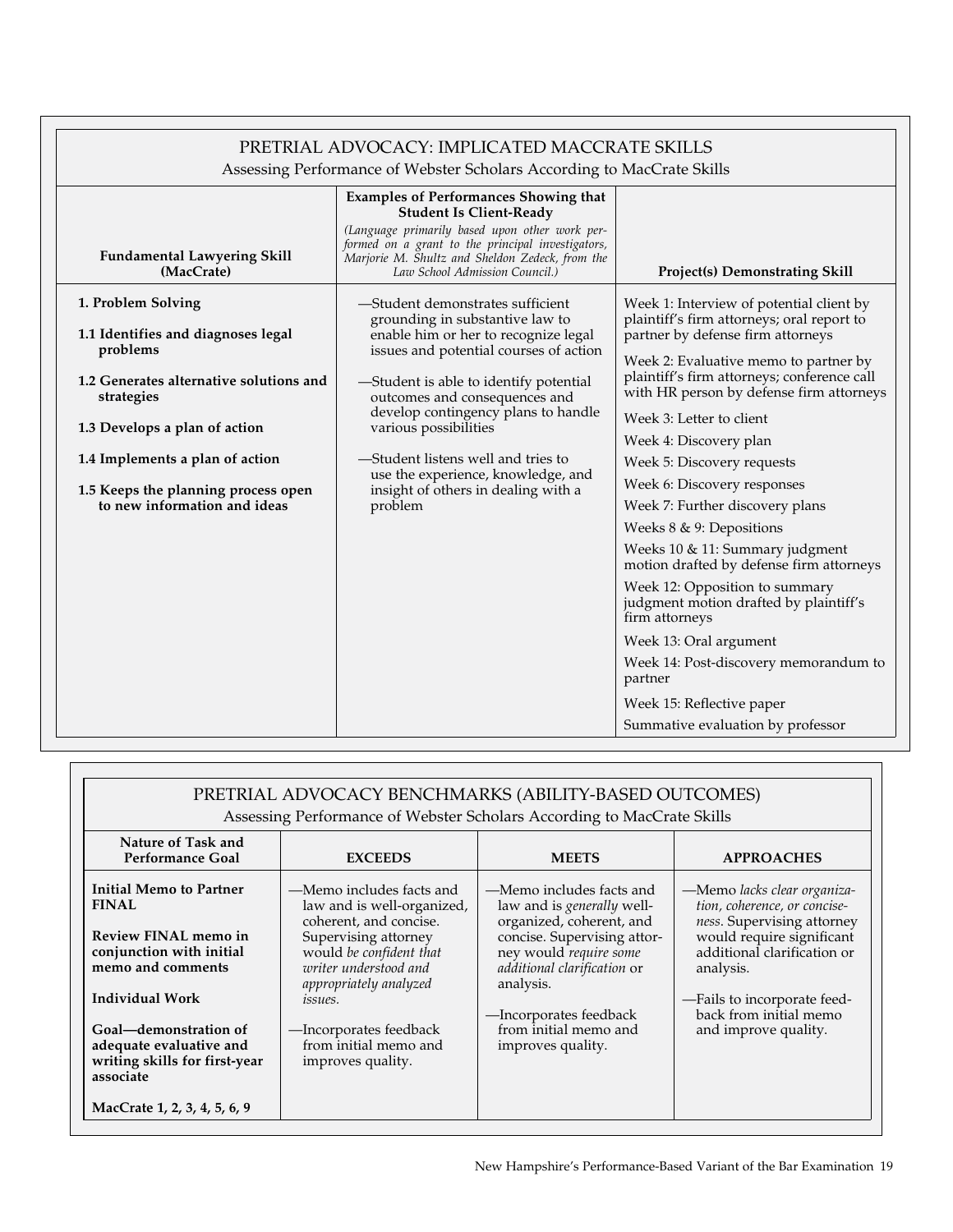## PRETRIAL ADVOCACY: IMPLICATED MACCRATE SKILLS

Assessing Performance of Webster Scholars According to MacCrate Skills

| Fundamental Lawyering Skill (MacCrate) | Examples of Performances Showing that Student Is Client-Ready *(Language primarily based upon other work performed on a grant to the principal investigators, Marjorie M. Shultz and Sheldon Zedeck, from the Law School Admission Council.)* | Project(s) Demonstrating Skill |
|---|---|---|
| **1. Problem Solving**<br><br>**1.1 Identifies and diagnoses legal problems**<br><br>**1.2 Generates alternative solutions and strategies**<br><br>**1.3 Develops a plan of action**<br><br>**1.4 Implements a plan of action**<br><br>**1.5 Keeps the planning process open to new information and ideas** | —Student demonstrates sufficient grounding in substantive law to enable him or her to recognize legal issues and potential courses of action<br><br>—Student is able to identify potential outcomes and consequences and develop contingency plans to handle various possibilities<br><br>—Student listens well and tries to use the experience, knowledge, and insight of others in dealing with a problem | Week 1: Interview of potential client by plaintiff's firm attorneys; oral report to partner by defense firm attorneys<br><br>Week 2: Evaluative memo to partner by plaintiff's firm attorneys; conference call with HR person by defense firm attorneys<br><br>Week 3: Letter to client<br><br>Week 4: Discovery plan<br><br>Week 5: Discovery requests<br><br>Week 6: Discovery responses<br><br>Week 7: Further discovery plans<br><br>Weeks 8 & 9: Depositions<br><br>Weeks 10 & 11: Summary judgment motion drafted by defense firm attorneys<br><br>Week 12: Opposition to summary judgment motion drafted by plaintiff's firm attorneys<br><br>Week 13: Oral argument<br><br>Week 14: Post-discovery memorandum to partner<br><br>Week 15: Reflective paper<br><br>Summative evaluation by professor |

## PRETRIAL ADVOCACY BENCHMARKS (ABILITY-BASED OUTCOMES)

Assessing Performance of Webster Scholars According to MacCrate Skills

| Nature of Task and Performance Goal | EXCEEDS | MEETS | APPROACHES |
|---|---|---|---|
| **Initial Memo to Partner FINAL**<br><br>**Review FINAL memo in conjunction with initial memo and comments**<br><br>**Individual Work**<br><br>**Goal—demonstration of adequate evaluative and writing skills for first-year associate**<br><br>**MacCrate 1, 2, 3, 4, 5, 6, 9** | —Memo includes facts and law and is well-organized, coherent, and concise. Supervising attorney would *be confident that writer understood and appropriately analyzed issues.*<br><br>—Incorporates feedback from initial memo and improves quality. | —Memo includes facts and law and is *generally* well-organized, coherent, and concise. Supervising attorney would *require some additional clarification* or analysis.<br><br>—Incorporates feedback from initial memo and improves quality. | —Memo *lacks clear organization, coherence, or conciseness*. Supervising attorney would require significant additional clarification or analysis.<br><br>—Fails to incorporate feedback from initial memo and improve quality. |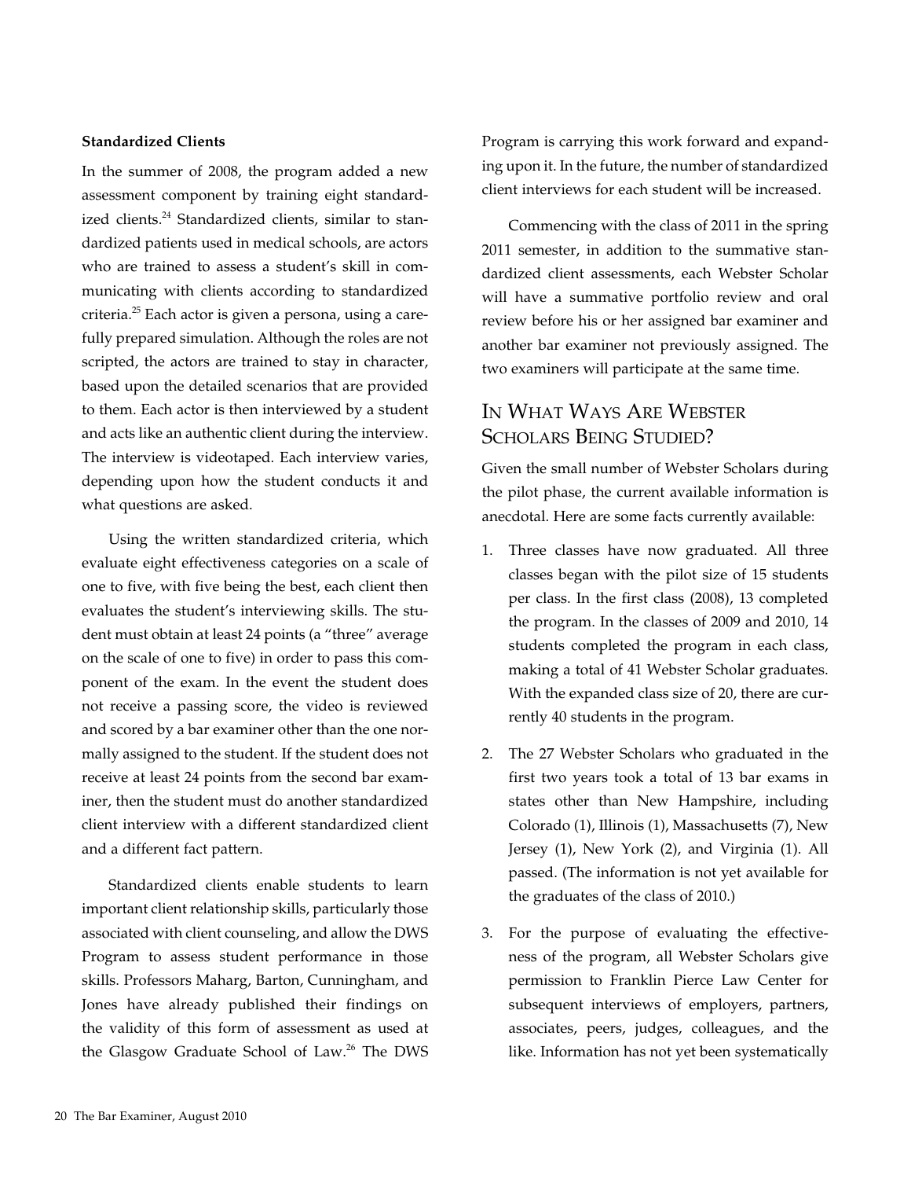### Standardized Clients

In the summer of 2008, the program added a new assessment component by training eight standardized clients.[24] Standardized clients, similar to standardized patients used in medical schools, are actors who are trained to assess a student's skill in communicating with clients according to standardized criteria.[25] Each actor is given a persona, using a carefully prepared simulation. Although the roles are not scripted, the actors are trained to stay in character, based upon the detailed scenarios that are provided to them. Each actor is then interviewed by a student and acts like an authentic client during the interview. The interview is videotaped. Each interview varies, depending upon how the student conducts it and what questions are asked.

Using the written standardized criteria, which evaluate eight effectiveness categories on a scale of one to five, with five being the best, each client then evaluates the student's interviewing skills. The student must obtain at least 24 points (a "three" average on the scale of one to five) in order to pass this component of the exam. In the event the student does not receive a passing score, the video is reviewed and scored by a bar examiner other than the one normally assigned to the student. If the student does not receive at least 24 points from the second bar examiner, then the student must do another standardized client interview with a different standardized client and a different fact pattern.

Standardized clients enable students to learn important client relationship skills, particularly those associated with client counseling, and allow the DWS Program to assess student performance in those skills. Professors Maharg, Barton, Cunningham, and Jones have already published their findings on the validity of this form of assessment as used at the Glasgow Graduate School of Law.[26] The DWS Program is carrying this work forward and expanding upon it. In the future, the number of standardized client interviews for each student will be increased.

Commencing with the class of 2011 in the spring 2011 semester, in addition to the summative standardized client assessments, each Webster Scholar will have a summative portfolio review and oral review before his or her assigned bar examiner and another bar examiner not previously assigned. The two examiners will participate at the same time.

## In What Ways Are Webster Scholars Being Studied?

Given the small number of Webster Scholars during the pilot phase, the current available information is anecdotal. Here are some facts currently available:

1. Three classes have now graduated. All three classes began with the pilot size of 15 students per class. In the first class (2008), 13 completed the program. In the classes of 2009 and 2010, 14 students completed the program in each class, making a total of 41 Webster Scholar graduates. With the expanded class size of 20, there are currently 40 students in the program.

2. The 27 Webster Scholars who graduated in the first two years took a total of 13 bar exams in states other than New Hampshire, including Colorado (1), Illinois (1), Massachusetts (7), New Jersey (1), New York (2), and Virginia (1). All passed. (The information is not yet available for the graduates of the class of 2010.)

3. For the purpose of evaluating the effectiveness of the program, all Webster Scholars give permission to Franklin Pierce Law Center for subsequent interviews of employers, partners, associates, peers, judges, colleagues, and the like. Information has not yet been systematically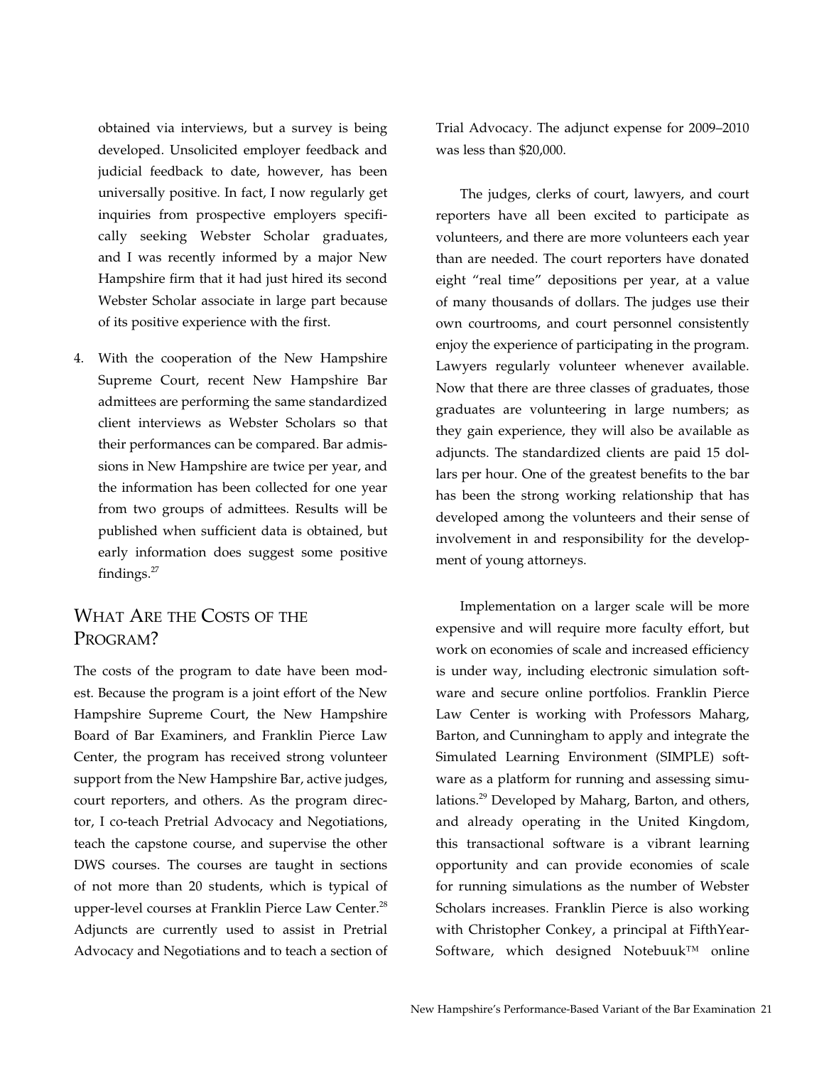obtained via interviews, but a survey is being developed. Unsolicited employer feedback and judicial feedback to date, however, has been universally positive. In fact, I now regularly get inquiries from prospective employers specifically seeking Webster Scholar graduates, and I was recently informed by a major New Hampshire firm that it had just hired its second Webster Scholar associate in large part because of its positive experience with the first.

4. With the cooperation of the New Hampshire Supreme Court, recent New Hampshire Bar admittees are performing the same standardized client interviews as Webster Scholars so that their performances can be compared. Bar admissions in New Hampshire are twice per year, and the information has been collected for one year from two groups of admittees. Results will be published when sufficient data is obtained, but early information does suggest some positive findings.[27]

## What Are the Costs of the Program?

The costs of the program to date have been modest. Because the program is a joint effort of the New Hampshire Supreme Court, the New Hampshire Board of Bar Examiners, and Franklin Pierce Law Center, the program has received strong volunteer support from the New Hampshire Bar, active judges, court reporters, and others. As the program director, I co-teach Pretrial Advocacy and Negotiations, teach the capstone course, and supervise the other DWS courses. The courses are taught in sections of not more than 20 students, which is typical of upper-level courses at Franklin Pierce Law Center.[28] Adjuncts are currently used to assist in Pretrial Advocacy and Negotiations and to teach a section of Trial Advocacy. The adjunct expense for 2009–2010 was less than $20,000.

The judges, clerks of court, lawyers, and court reporters have all been excited to participate as volunteers, and there are more volunteers each year than are needed. The court reporters have donated eight "real time" depositions per year, at a value of many thousands of dollars. The judges use their own courtrooms, and court personnel consistently enjoy the experience of participating in the program. Lawyers regularly volunteer whenever available. Now that there are three classes of graduates, those graduates are volunteering in large numbers; as they gain experience, they will also be available as adjuncts. The standardized clients are paid 15 dollars per hour. One of the greatest benefits to the bar has been the strong working relationship that has developed among the volunteers and their sense of involvement in and responsibility for the development of young attorneys.

Implementation on a larger scale will be more expensive and will require more faculty effort, but work on economies of scale and increased efficiency is under way, including electronic simulation software and secure online portfolios. Franklin Pierce Law Center is working with Professors Maharg, Barton, and Cunningham to apply and integrate the Simulated Learning Environment (SIMPLE) software as a platform for running and assessing simulations.[29] Developed by Maharg, Barton, and others, and already operating in the United Kingdom, this transactional software is a vibrant learning opportunity and can provide economies of scale for running simulations as the number of Webster Scholars increases. Franklin Pierce is also working with Christopher Conkey, a principal at FifthYear-Software, which designed Notebuuk™ online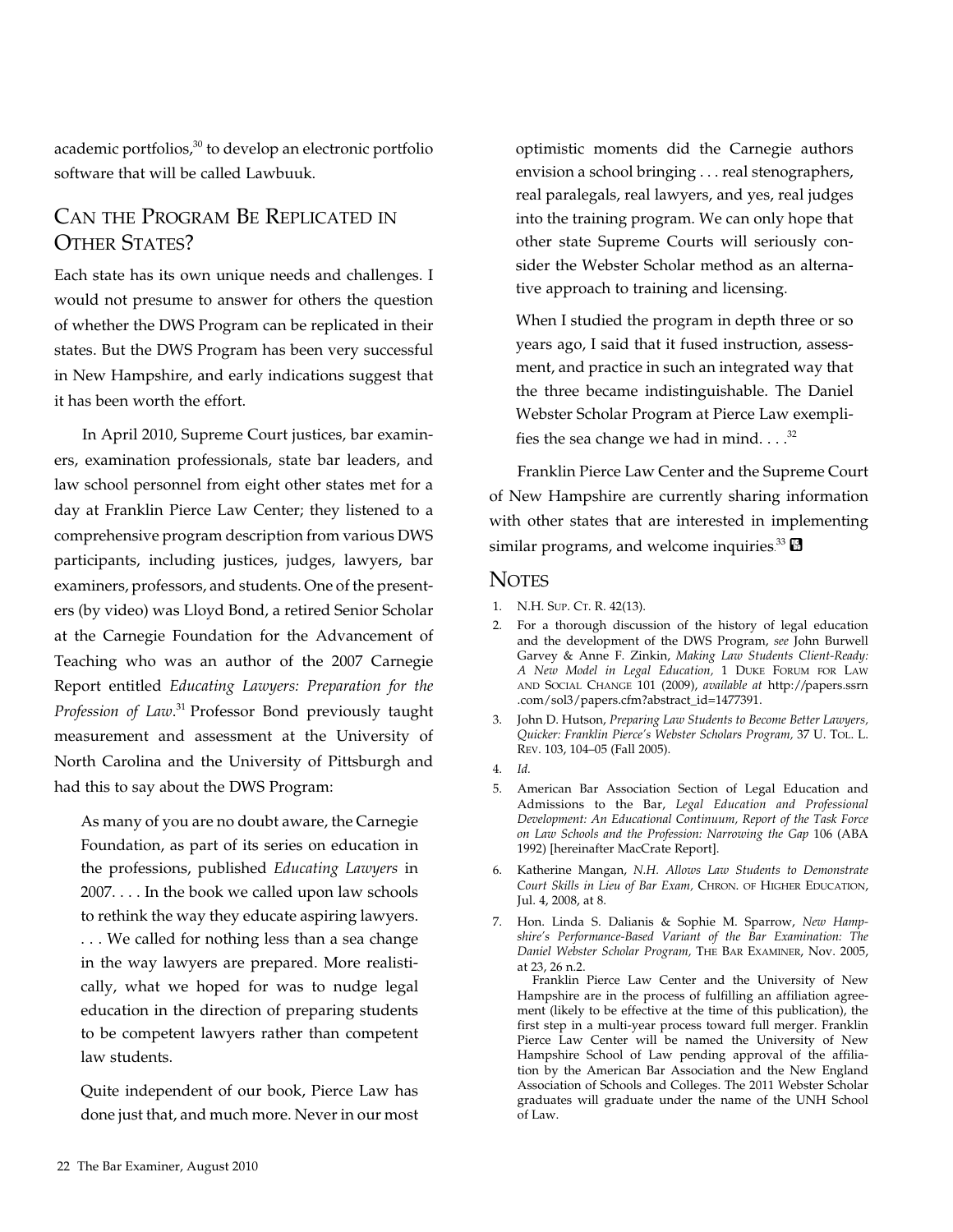academic portfolios,[30] to develop an electronic portfolio software that will be called Lawbuuk.

## Can the Program Be Replicated in Other States?

Each state has its own unique needs and challenges. I would not presume to answer for others the question of whether the DWS Program can be replicated in their states. But the DWS Program has been very successful in New Hampshire, and early indications suggest that it has been worth the effort.

In April 2010, Supreme Court justices, bar examiners, examination professionals, state bar leaders, and law school personnel from eight other states met for a day at Franklin Pierce Law Center; they listened to a comprehensive program description from various DWS participants, including justices, judges, lawyers, bar examiners, professors, and students. One of the presenters (by video) was Lloyd Bond, a retired Senior Scholar at the Carnegie Foundation for the Advancement of Teaching who was an author of the 2007 Carnegie Report entitled *Educating Lawyers: Preparation for the Profession of Law*.[31] Professor Bond previously taught measurement and assessment at the University of North Carolina and the University of Pittsburgh and had this to say about the DWS Program:

> As many of you are no doubt aware, the Carnegie Foundation, as part of its series on education in the professions, published *Educating Lawyers* in 2007. . . . In the book we called upon law schools to rethink the way they educate aspiring lawyers. . . . We called for nothing less than a sea change in the way lawyers are prepared. More realistically, what we hoped for was to nudge legal education in the direction of preparing students to be competent lawyers rather than competent law students.
>
> Quite independent of our book, Pierce Law has done just that, and much more. Never in our most optimistic moments did the Carnegie authors envision a school bringing . . . real stenographers, real paralegals, real lawyers, and yes, real judges into the training program. We can only hope that other state Supreme Courts will seriously consider the Webster Scholar method as an alternative approach to training and licensing.
>
> When I studied the program in depth three or so years ago, I said that it fused instruction, assessment, and practice in such an integrated way that the three became indistinguishable. The Daniel Webster Scholar Program at Pierce Law exemplifies the sea change we had in mind. . . .[32]

Franklin Pierce Law Center and the Supreme Court of New Hampshire are currently sharing information with other states that are interested in implementing similar programs, and welcome inquiries.[33]

## Notes

1. N.H. Sup. Ct. R. 42(13).
2. For a thorough discussion of the history of legal education and the development of the DWS Program, *see* John Burwell Garvey & Anne F. Zinkin, *Making Law Students Client-Ready: A New Model in Legal Education,* 1 Duke Forum for Law and Social Change 101 (2009), *available at* http://papers.ssrn.com/sol3/papers.cfm?abstract_id=1477391.
3. John D. Hutson, *Preparing Law Students to Become Better Lawyers, Quicker: Franklin Pierce's Webster Scholars Program,* 37 U. Tol. L. Rev. 103, 104–05 (Fall 2005).
4. *Id.*
5. American Bar Association Section of Legal Education and Admissions to the Bar, *Legal Education and Professional Development: An Educational Continuum, Report of the Task Force on Law Schools and the Profession: Narrowing the Gap* 106 (ABA 1992) [hereinafter MacCrate Report].
6. Katherine Mangan, *N.H. Allows Law Students to Demonstrate Court Skills in Lieu of Bar Exam,* Chron. of Higher Education, Jul. 4, 2008, at 8.
7. Hon. Linda S. Dalianis & Sophie M. Sparrow, *New Hampshire's Performance-Based Variant of the Bar Examination: The Daniel Webster Scholar Program,* The Bar Examiner, Nov. 2005, at 23, 26 n.2.

   Franklin Pierce Law Center and the University of New Hampshire are in the process of fulfilling an affiliation agreement (likely to be effective at the time of this publication), the first step in a multi-year process toward full merger. Franklin Pierce Law Center will be named the University of New Hampshire School of Law pending approval of the affiliation by the American Bar Association and the New England Association of Schools and Colleges. The 2011 Webster Scholar graduates will graduate under the name of the UNH School of Law.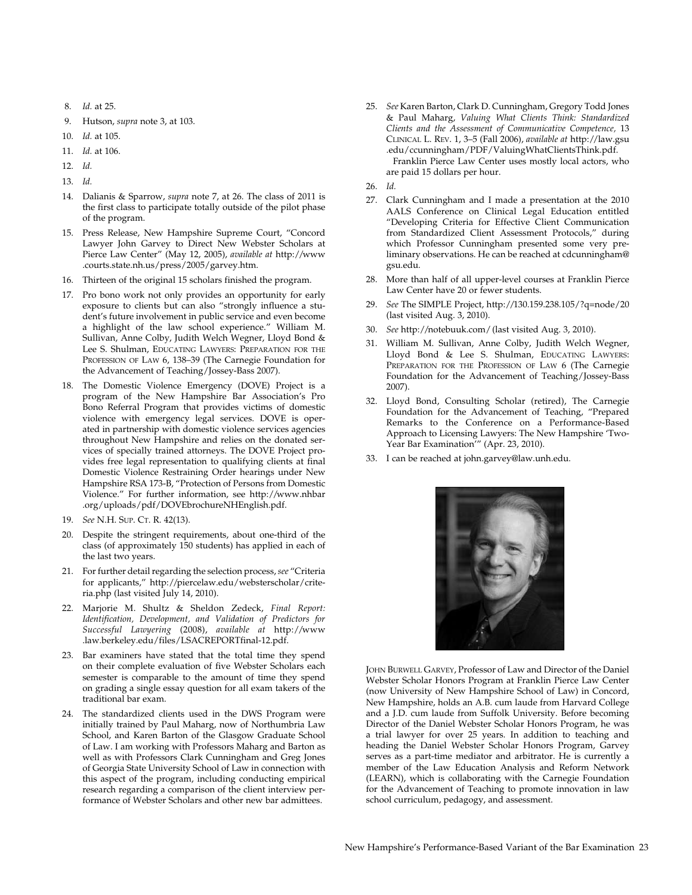8. *Id.* at 25.
9. Hutson, *supra* note 3, at 103.
10. *Id.* at 105.
11. *Id.* at 106.
12. *Id.*
13. *Id.*
14. Dalianis & Sparrow, *supra* note 7, at 26. The class of 2011 is the first class to participate totally outside of the pilot phase of the program.
15. Press Release, New Hampshire Supreme Court, "Concord Lawyer John Garvey to Direct New Webster Scholars at Pierce Law Center" (May 12, 2005), *available at* http://www.courts.state.nh.us/press/2005/garvey.htm.
16. Thirteen of the original 15 scholars finished the program.
17. Pro bono work not only provides an opportunity for early exposure to clients but can also "strongly influence a student's future involvement in public service and even become a highlight of the law school experience." William M. Sullivan, Anne Colby, Judith Welch Wegner, Lloyd Bond & Lee S. Shulman, EDUCATING LAWYERS: PREPARATION FOR THE PROFESSION OF LAW 6, 138–39 (The Carnegie Foundation for the Advancement of Teaching/Jossey-Bass 2007).
18. The Domestic Violence Emergency (DOVE) Project is a program of the New Hampshire Bar Association's Pro Bono Referral Program that provides victims of domestic violence with emergency legal services. DOVE is operated in partnership with domestic violence services agencies throughout New Hampshire and relies on the donated services of specially trained attorneys. The DOVE Project provides free legal representation to qualifying clients at final Domestic Violence Restraining Order hearings under New Hampshire RSA 173-B, "Protection of Persons from Domestic Violence." For further information, see http://www.nhbar.org/uploads/pdf/DOVEbrochureNHEnglish.pdf.
19. *See* N.H. SUP. CT. R. 42(13).
20. Despite the stringent requirements, about one-third of the class (of approximately 150 students) has applied in each of the last two years.
21. For further detail regarding the selection process, *see* "Criteria for applicants," http://piercelaw.edu/websterscholar/criteria.php (last visited July 14, 2010).
22. Marjorie M. Shultz & Sheldon Zedeck, *Final Report: Identification, Development, and Validation of Predictors for Successful Lawyering* (2008), *available at* http://www.law.berkeley.edu/files/LSACREPORTfinal-12.pdf.
23. Bar examiners have stated that the total time they spend on their complete evaluation of five Webster Scholars each semester is comparable to the amount of time they spend on grading a single essay question for all exam takers of the traditional bar exam.
24. The standardized clients used in the DWS Program were initially trained by Paul Maharg, now of Northumbria Law School, and Karen Barton of the Glasgow Graduate School of Law. I am working with Professors Maharg and Barton as well as with Professors Clark Cunningham and Greg Jones of Georgia State University School of Law in connection with this aspect of the program, including conducting empirical research regarding a comparison of the client interview performance of Webster Scholars and other new bar admittees.
25. *See* Karen Barton, Clark D. Cunningham, Gregory Todd Jones & Paul Maharg, *Valuing What Clients Think: Standardized Clients and the Assessment of Communicative Competence,* 13 CLINICAL L. REV. 1, 3–5 (Fall 2006), *available at* http://law.gsu.edu/ccunningham/PDF/ValuingWhatClientsThink.pdf.
    Franklin Pierce Law Center uses mostly local actors, who are paid 15 dollars per hour.
26. *Id.*
27. Clark Cunningham and I made a presentation at the 2010 AALS Conference on Clinical Legal Education entitled "Developing Criteria for Effective Client Communication from Standardized Client Assessment Protocols," during which Professor Cunningham presented some very preliminary observations. He can be reached at cdcunningham@gsu.edu.
28. More than half of all upper-level courses at Franklin Pierce Law Center have 20 or fewer students.
29. *See* The SIMPLE Project, http://130.159.238.105/?q=node/20 (last visited Aug. 3, 2010).
30. *See* http://notebuuk.com/ (last visited Aug. 3, 2010).
31. William M. Sullivan, Anne Colby, Judith Welch Wegner, Lloyd Bond & Lee S. Shulman, EDUCATING LAWYERS: PREPARATION FOR THE PROFESSION OF LAW 6 (The Carnegie Foundation for the Advancement of Teaching/Jossey-Bass 2007).
32. Lloyd Bond, Consulting Scholar (retired), The Carnegie Foundation for the Advancement of Teaching, "Prepared Remarks to the Conference on a Performance-Based Approach to Licensing Lawyers: The New Hampshire 'Two-Year Bar Examination'" (Apr. 23, 2010).
33. I can be reached at john.garvey@law.unh.edu.

JOHN BURWELL GARVEY, Professor of Law and Director of the Daniel Webster Scholar Honors Program at Franklin Pierce Law Center (now University of New Hampshire School of Law) in Concord, New Hampshire, holds an A.B. cum laude from Harvard College and a J.D. cum laude from Suffolk University. Before becoming Director of the Daniel Webster Scholar Honors Program, he was a trial lawyer for over 25 years. In addition to teaching and heading the Daniel Webster Scholar Honors Program, Garvey serves as a part-time mediator and arbitrator. He is currently a member of the Law Education Analysis and Reform Network (LEARN), which is collaborating with the Carnegie Foundation for the Advancement of Teaching to promote innovation in law school curriculum, pedagogy, and assessment.